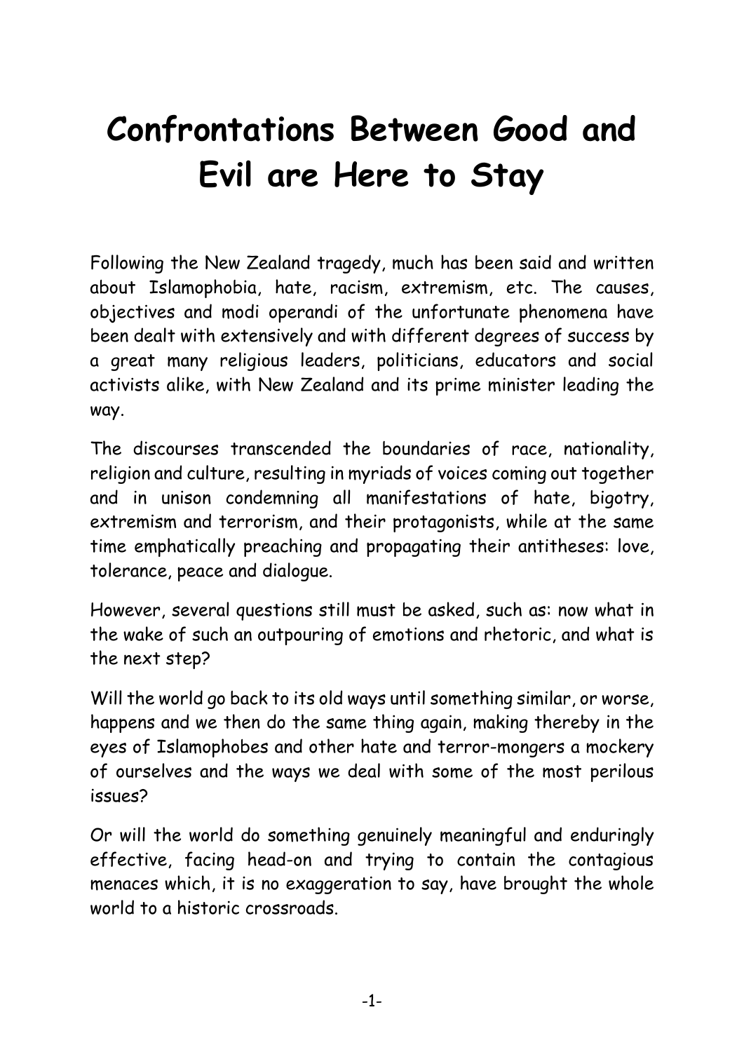# Confrontations Between Good and Evil are Here to Stay

Following the New Zealand tragedy, much has been said and written about Islamophobia, hate, racism, extremism, etc. The causes, objectives and modi operandi of the unfortunate phenomena have been dealt with extensively and with different degrees of success by a great many religious leaders, politicians, educators and social activists alike, with New Zealand and its prime minister leading the way.

The discourses transcended the boundaries of race, nationality, religion and culture, resulting in myriads of voices coming out together and in unison condemning all manifestations of hate, bigotry, extremism and terrorism, and their protagonists, while at the same time emphatically preaching and propagating their antitheses: love, tolerance, peace and dialogue.

However, several questions still must be asked, such as: now what in the wake of such an outpouring of emotions and rhetoric, and what is the next step?

Will the world go back to its old ways until something similar, or worse, happens and we then do the same thing again, making thereby in the eyes of Islamophobes and other hate and terror-mongers a mockery of ourselves and the ways we deal with some of the most perilous issues?

Or will the world do something genuinely meaningful and enduringly effective, facing head-on and trying to contain the contagious menaces which, it is no exaggeration to say, have brought the whole world to a historic crossroads.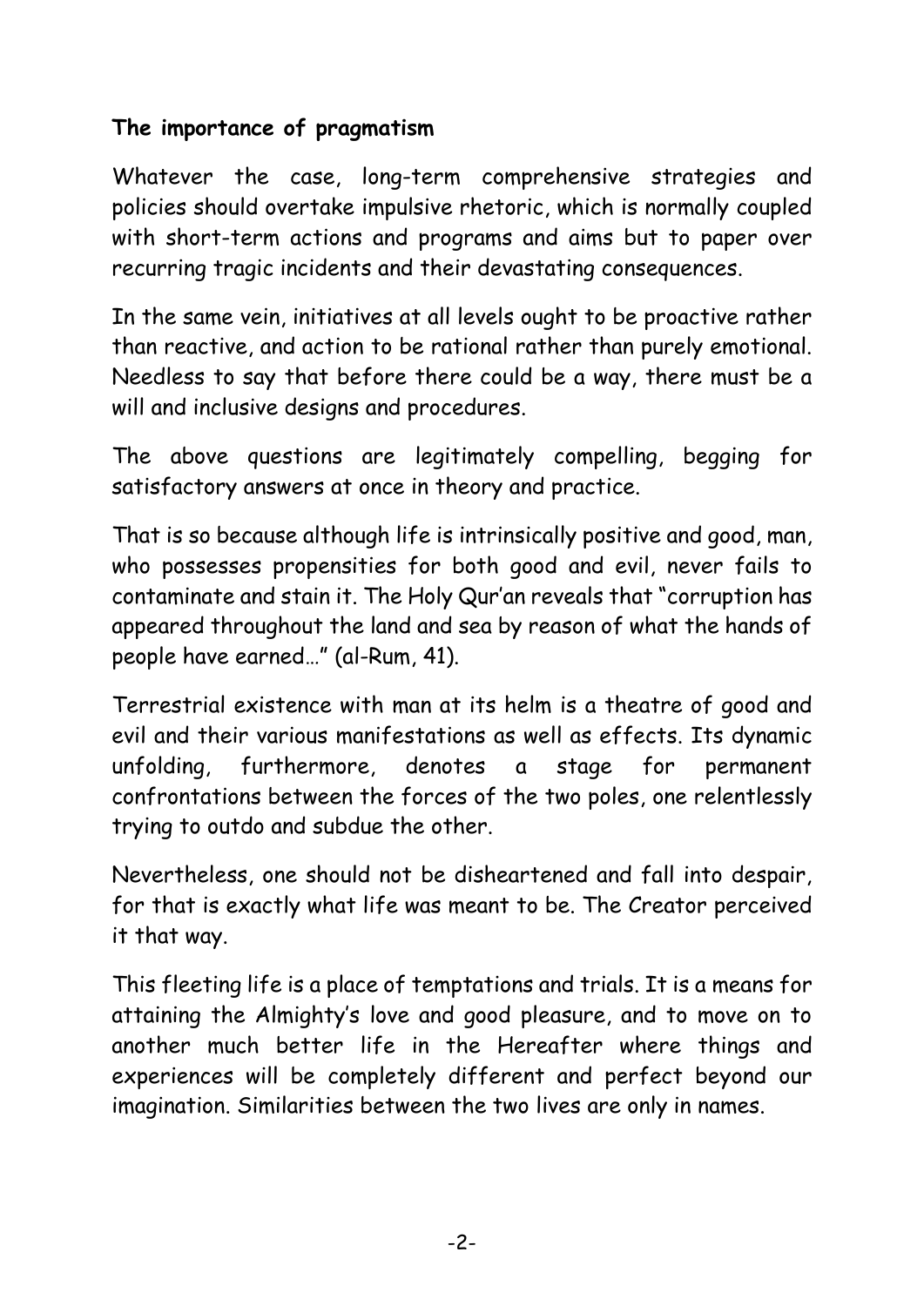**The importance of pragmatism**

Whatever the case, long-term comprehensive strategies and policies should overtake impulsive rhetoric, which is normally coupled with short-term actions and programs and aims but to paper over recurring tragic incidents and their devastating consequences.

In the same vein, initiatives at all levels ought to be proactive rather than reactive, and action to be rational rather than purely emotional. Needless to say that before there could be a way, there must be a will and inclusive designs and procedures.

The above questions are legitimately compelling, begging for satisfactory answers at once in theory and practice.

That is so because although life is intrinsically positive and good, man, who possesses propensities for both good and evil, never fails to contaminate and stain it. The Holy Qur'an reveals that "corruption has appeared throughout the land and sea by reason of what the hands of people have earned…" (al-Rum, 41).

Terrestrial existence with man at its helm is a theatre of good and evil and their various manifestations as well as effects. Its dynamic unfolding, furthermore, denotes a stage for permanent confrontations between the forces of the two poles, one relentlessly trying to outdo and subdue the other.

Nevertheless, one should not be disheartened and fall into despair, for that is exactly what life was meant to be. The Creator perceived it that way.

This fleeting life is a place of temptations and trials. It is a means for attaining the Almighty's love and good pleasure, and to move on to another much better life in the Hereafter where things and experiences will be completely different and perfect beyond our imagination. Similarities between the two lives are only in names.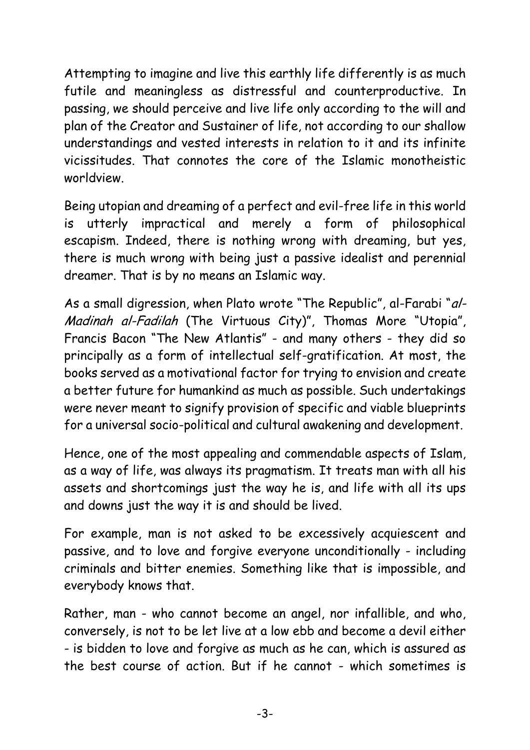Attempting to imagine and live this earthly life differently is as much futile and meaningless as distressful and counterproductive. In passing, we should perceive and live life only according to the will and plan of the Creator and Sustainer of life, not according to our shallow understandings and vested interests in relation to it and its infinite vicissitudes. That connotes the core of the Islamic monotheistic worldview.

Being utopian and dreaming of a perfect and evil-free life in this world is utterly impractical and merely a form of philosophical escapism. Indeed, there is nothing wrong with dreaming, but yes, there is much wrong with being just a passive idealist and perennial dreamer. That is by no means an Islamic way.

As a small digression, when Plato wrote "The Republic", al-Farabi "*al-Madinah al-Fadilah* (The Virtuous City)", Thomas More "Utopia", Francis Bacon "The New Atlantis" - and many others - they did so principally as a form of intellectual self-gratification. At most, the books served as a motivational factor for trying to envision and create a better future for humankind as much as possible. Such undertakings were never meant to signify provision of specific and viable blueprints for a universal socio-political and cultural awakening and development.

Hence, one of the most appealing and commendable aspects of Islam, as a way of life, was always its pragmatism. It treats man with all his assets and shortcomings just the way he is, and life with all its ups and downs just the way it is and should be lived.

For example, man is not asked to be excessively acquiescent and passive, and to love and forgive everyone unconditionally - including criminals and bitter enemies. Something like that is impossible, and everybody knows that.

Rather, man - who cannot become an angel, nor infallible, and who, conversely, is not to be let live at a low ebb and become a devil either - is bidden to love and forgive as much as he can, which is assured as the best course of action. But if he cannot - which sometimes is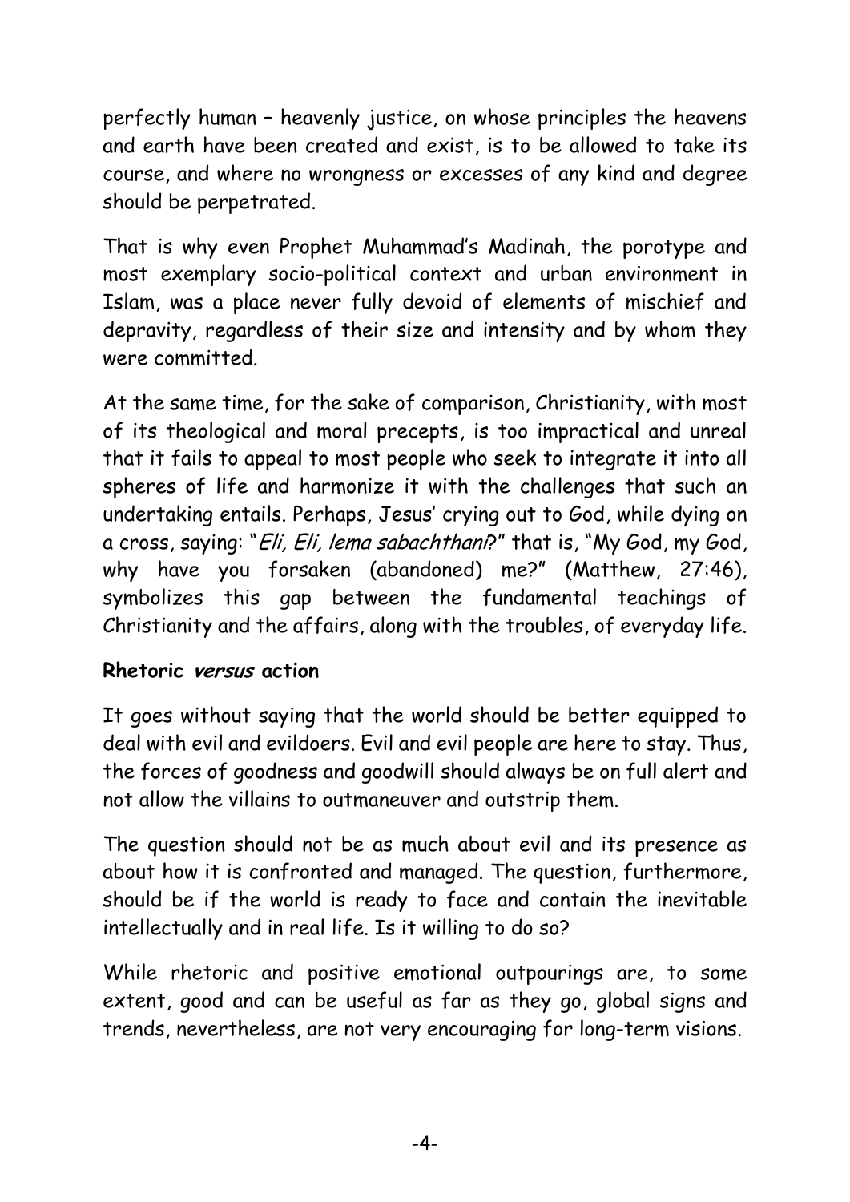perfectly human – heavenly justice, on whose principles the heavens and earth have been created and exist, is to be allowed to take its course, and where no wrongness or excesses of any kind and degree should be perpetrated.

That is why even Prophet Muhammad's Madinah, the porotype and most exemplary socio-political context and urban environment in Islam, was a place never fully devoid of elements of mischief and depravity, regardless of their size and intensity and by whom they were committed.

At the same time, for the sake of comparison, Christianity, with most of its theological and moral precepts, is too impractical and unreal that it fails to appeal to most people who seek to integrate it into all spheres of life and harmonize it with the challenges that such an undertaking entails. Perhaps, Jesus' crying out to God, while dying on a cross, saying: "*Eli, Eli, lema sabachthani*?" that is, "My God, my God, why have you forsaken (abandoned) me?" (Matthew, 27:46), symbolizes this gap between the fundamental teachings of Christianity and the affairs, along with the troubles, of everyday life.

**Rhetoric *versus* action**

It goes without saying that the world should be better equipped to deal with evil and evildoers. Evil and evil people are here to stay. Thus, the forces of goodness and goodwill should always be on full alert and not allow the villains to outmaneuver and outstrip them.

The question should not be as much about evil and its presence as about how it is confronted and managed. The question, furthermore, should be if the world is ready to face and contain the inevitable intellectually and in real life. Is it willing to do so?

While rhetoric and positive emotional outpourings are, to some extent, good and can be useful as far as they go, global signs and trends, nevertheless, are not very encouraging for long-term visions.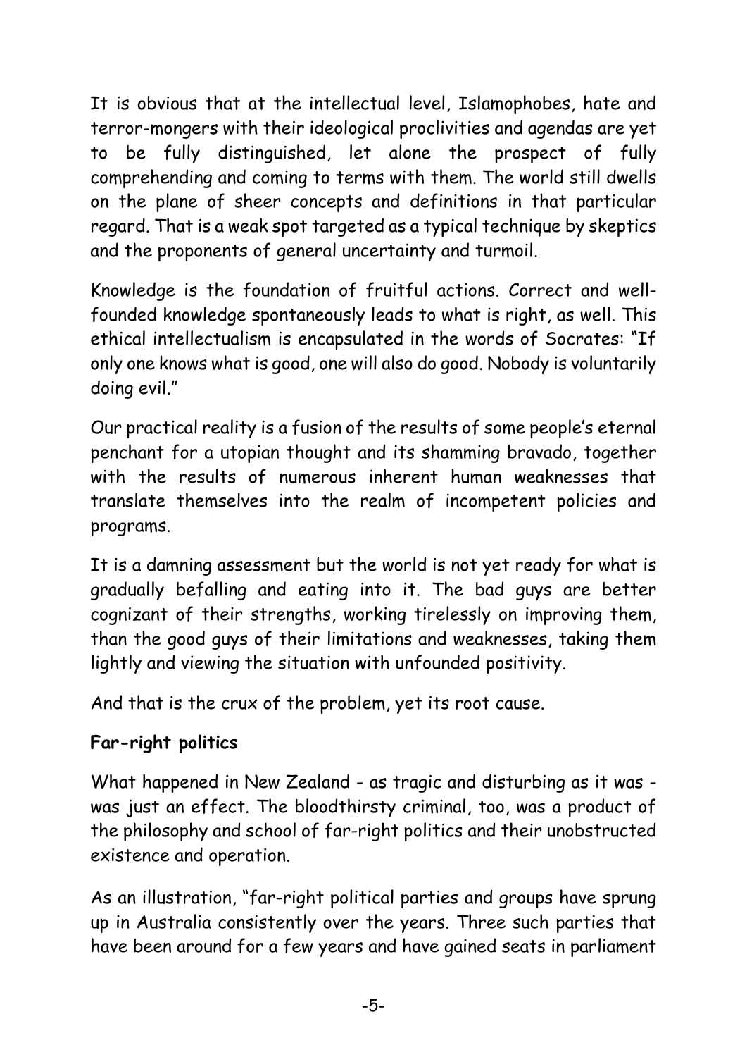It is obvious that at the intellectual level, Islamophobes, hate and terror-mongers with their ideological proclivities and agendas are yet to be fully distinguished, let alone the prospect of fully comprehending and coming to terms with them. The world still dwells on the plane of sheer concepts and definitions in that particular regard. That is a weak spot targeted as a typical technique by skeptics and the proponents of general uncertainty and turmoil.

Knowledge is the foundation of fruitful actions. Correct and well-founded knowledge spontaneously leads to what is right, as well. This ethical intellectualism is encapsulated in the words of Socrates: "If only one knows what is good, one will also do good. Nobody is voluntarily doing evil."

Our practical reality is a fusion of the results of some people's eternal penchant for a utopian thought and its shamming bravado, together with the results of numerous inherent human weaknesses that translate themselves into the realm of incompetent policies and programs.

It is a damning assessment but the world is not yet ready for what is gradually befalling and eating into it. The bad guys are better cognizant of their strengths, working tirelessly on improving them, than the good guys of their limitations and weaknesses, taking them lightly and viewing the situation with unfounded positivity.

And that is the crux of the problem, yet its root cause.

**Far-right politics**

What happened in New Zealand - as tragic and disturbing as it was - was just an effect. The bloodthirsty criminal, too, was a product of the philosophy and school of far-right politics and their unobstructed existence and operation.

As an illustration, "far-right political parties and groups have sprung up in Australia consistently over the years. Three such parties that have been around for a few years and have gained seats in parliament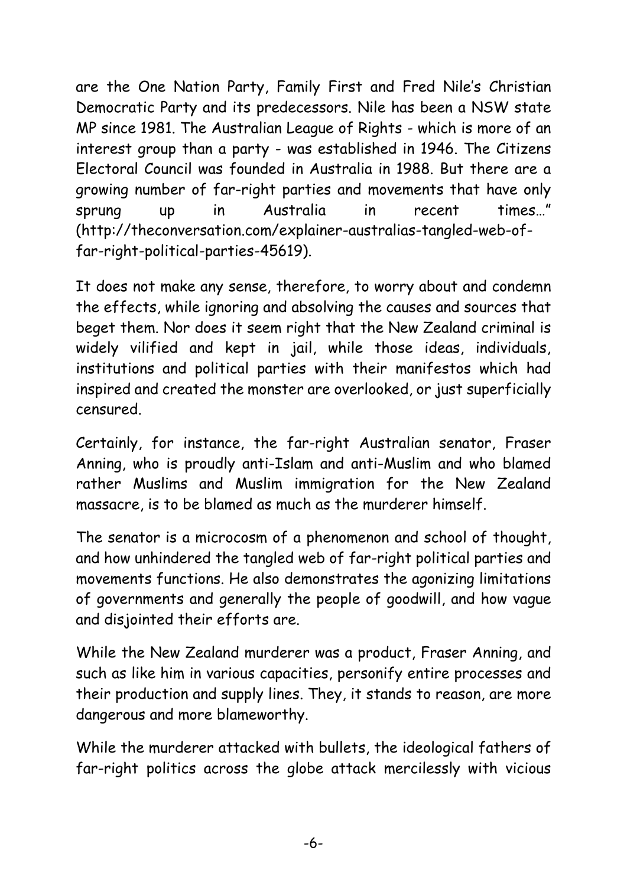are the One Nation Party, Family First and Fred Nile's Christian Democratic Party and its predecessors. Nile has been a NSW state MP since 1981. The Australian League of Rights - which is more of an interest group than a party - was established in 1946. The Citizens Electoral Council was founded in Australia in 1988. But there are a growing number of far-right parties and movements that have only sprung up in Australia in recent times…" (http://theconversation.com/explainer-australias-tangled-web-of-far-right-political-parties-45619).

It does not make any sense, therefore, to worry about and condemn the effects, while ignoring and absolving the causes and sources that beget them. Nor does it seem right that the New Zealand criminal is widely vilified and kept in jail, while those ideas, individuals, institutions and political parties with their manifestos which had inspired and created the monster are overlooked, or just superficially censured.

Certainly, for instance, the far-right Australian senator, Fraser Anning, who is proudly anti-Islam and anti-Muslim and who blamed rather Muslims and Muslim immigration for the New Zealand massacre, is to be blamed as much as the murderer himself.

The senator is a microcosm of a phenomenon and school of thought, and how unhindered the tangled web of far-right political parties and movements functions. He also demonstrates the agonizing limitations of governments and generally the people of goodwill, and how vague and disjointed their efforts are.

While the New Zealand murderer was a product, Fraser Anning, and such as like him in various capacities, personify entire processes and their production and supply lines. They, it stands to reason, are more dangerous and more blameworthy.

While the murderer attacked with bullets, the ideological fathers of far-right politics across the globe attack mercilessly with vicious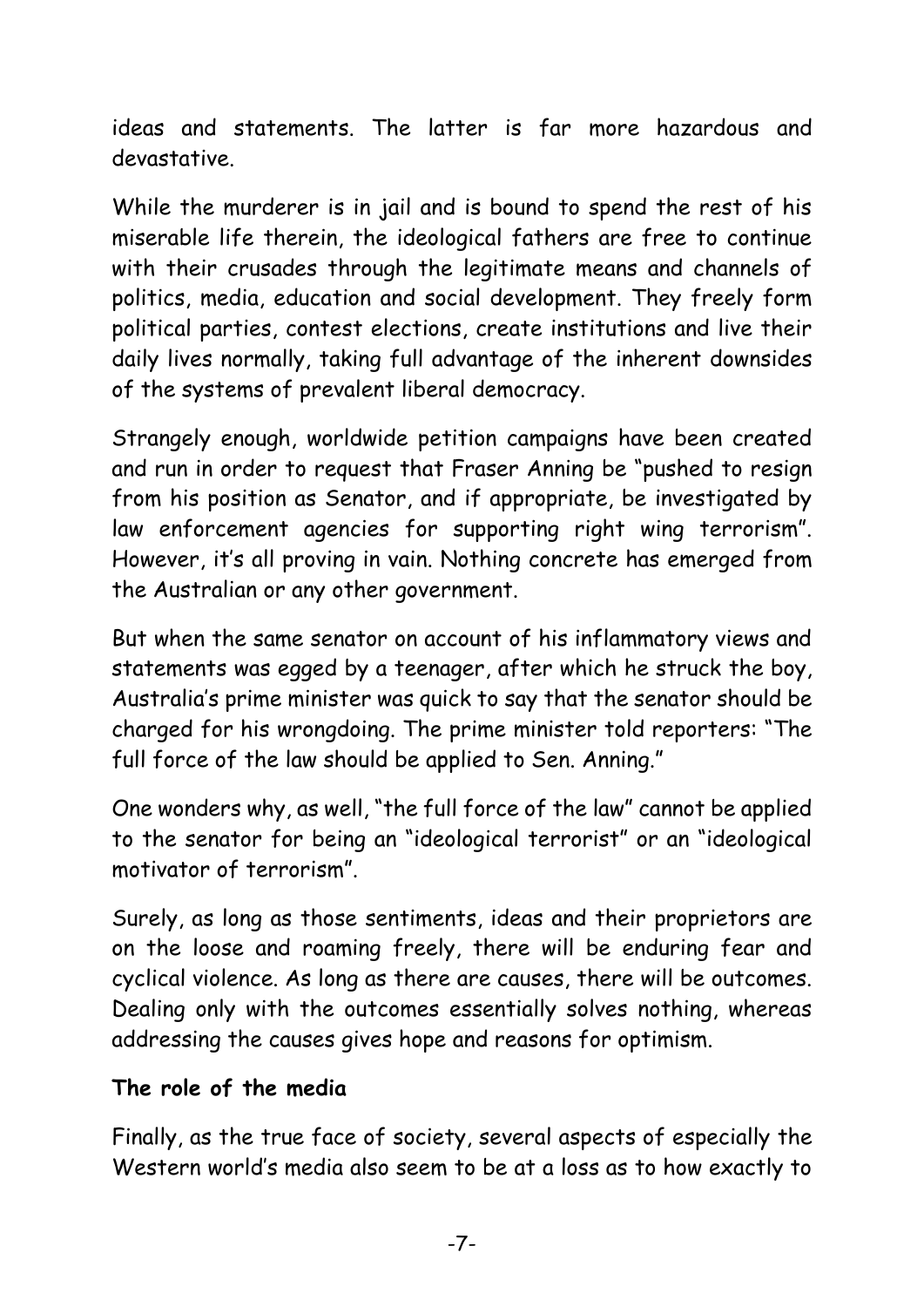ideas and statements. The latter is far more hazardous and devastative.

While the murderer is in jail and is bound to spend the rest of his miserable life therein, the ideological fathers are free to continue with their crusades through the legitimate means and channels of politics, media, education and social development. They freely form political parties, contest elections, create institutions and live their daily lives normally, taking full advantage of the inherent downsides of the systems of prevalent liberal democracy.

Strangely enough, worldwide petition campaigns have been created and run in order to request that Fraser Anning be "pushed to resign from his position as Senator, and if appropriate, be investigated by law enforcement agencies for supporting right wing terrorism". However, it's all proving in vain. Nothing concrete has emerged from the Australian or any other government.

But when the same senator on account of his inflammatory views and statements was egged by a teenager, after which he struck the boy, Australia's prime minister was quick to say that the senator should be charged for his wrongdoing. The prime minister told reporters: "The full force of the law should be applied to Sen. Anning."

One wonders why, as well, "the full force of the law" cannot be applied to the senator for being an "ideological terrorist" or an "ideological motivator of terrorism".

Surely, as long as those sentiments, ideas and their proprietors are on the loose and roaming freely, there will be enduring fear and cyclical violence. As long as there are causes, there will be outcomes. Dealing only with the outcomes essentially solves nothing, whereas addressing the causes gives hope and reasons for optimism.

**The role of the media**

Finally, as the true face of society, several aspects of especially the Western world's media also seem to be at a loss as to how exactly to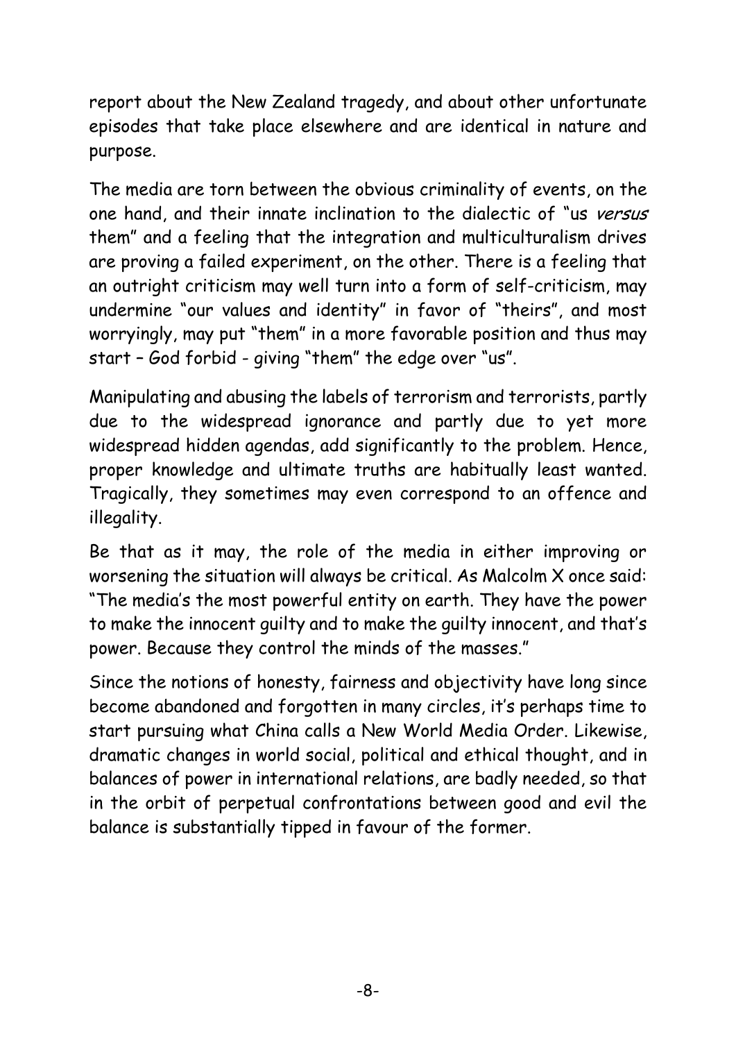report about the New Zealand tragedy, and about other unfortunate episodes that take place elsewhere and are identical in nature and purpose.

The media are torn between the obvious criminality of events, on the one hand, and their innate inclination to the dialectic of "us *versus* them" and a feeling that the integration and multiculturalism drives are proving a failed experiment, on the other. There is a feeling that an outright criticism may well turn into a form of self-criticism, may undermine "our values and identity" in favor of "theirs", and most worryingly, may put "them" in a more favorable position and thus may start – God forbid - giving "them" the edge over "us".

Manipulating and abusing the labels of terrorism and terrorists, partly due to the widespread ignorance and partly due to yet more widespread hidden agendas, add significantly to the problem. Hence, proper knowledge and ultimate truths are habitually least wanted. Tragically, they sometimes may even correspond to an offence and illegality.

Be that as it may, the role of the media in either improving or worsening the situation will always be critical. As Malcolm X once said: "The media's the most powerful entity on earth. They have the power to make the innocent guilty and to make the guilty innocent, and that's power. Because they control the minds of the masses."

Since the notions of honesty, fairness and objectivity have long since become abandoned and forgotten in many circles, it's perhaps time to start pursuing what China calls a New World Media Order. Likewise, dramatic changes in world social, political and ethical thought, and in balances of power in international relations, are badly needed, so that in the orbit of perpetual confrontations between good and evil the balance is substantially tipped in favour of the former.